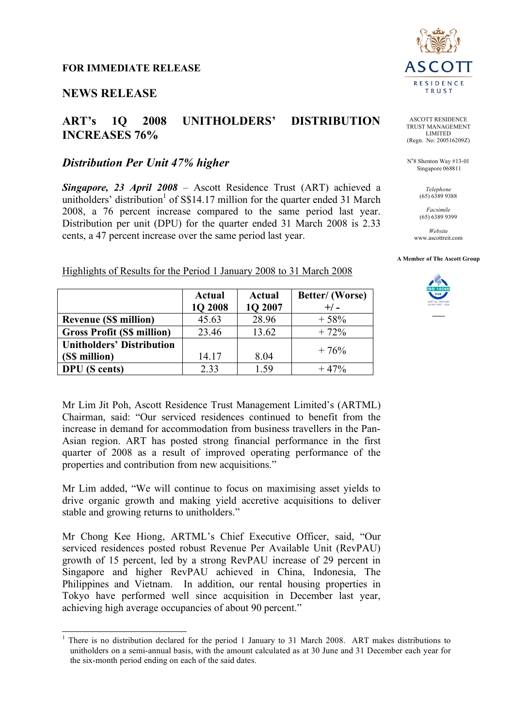**FOR IMMEDIATE RELEASE**

**NEWS RELEASE**

ASCOTT RESIDENCE TRUST MANAGEMENT LIMITED
(Regn. No: 200516209Z)

N°8 Shenton Way #13-01
Singapore 068811

*Telephone*
(65) 6389 9388

*Facsimile*
(65) 6389 9399

*Website*
www.ascottreit.com

**A Member of The Ascott Group**

# ART's 1Q 2008 UNITHOLDERS' DISTRIBUTION INCREASES 76%

## *Distribution Per Unit 47% higher*

***Singapore, 23 April 2008*** – Ascott Residence Trust (ART) achieved a unitholders' distribution[1] of S$14.17 million for the quarter ended 31 March 2008, a 76 percent increase compared to the same period last year. Distribution per unit (DPU) for the quarter ended 31 March 2008 is 2.33 cents, a 47 percent increase over the same period last year.

Highlights of Results for the Period 1 January 2008 to 31 March 2008

| | Actual 1Q 2008 | Actual 1Q 2007 | Better/ (Worse) +/ - |
|---|---|---|---|
| **Revenue (S$ million)** | 45.63 | 28.96 | + 58% |
| **Gross Profit (S$ million)** | 23.46 | 13.62 | + 72% |
| **Unitholders' Distribution (S$ million)** | 14.17 | 8.04 | + 76% |
| **DPU (S cents)** | 2.33 | 1.59 | + 47% |

Mr Lim Jit Poh, Ascott Residence Trust Management Limited's (ARTML) Chairman, said: "Our serviced residences continued to benefit from the increase in demand for accommodation from business travellers in the Pan-Asian region. ART has posted strong financial performance in the first quarter of 2008 as a result of improved operating performance of the properties and contribution from new acquisitions."

Mr Lim added, "We will continue to focus on maximising asset yields to drive organic growth and making yield accretive acquisitions to deliver stable and growing returns to unitholders."

Mr Chong Kee Hiong, ARTML's Chief Executive Officer, said, "Our serviced residences posted robust Revenue Per Available Unit (RevPAU) growth of 15 percent, led by a strong RevPAU increase of 29 percent in Singapore and higher RevPAU achieved in China, Indonesia, The Philippines and Vietnam. In addition, our rental housing properties in Tokyo have performed well since acquisition in December last year, achieving high average occupancies of about 90 percent."

[1] There is no distribution declared for the period 1 January to 31 March 2008. ART makes distributions to unitholders on a semi-annual basis, with the amount calculated as at 30 June and 31 December each year for the six-month period ending on each of the said dates.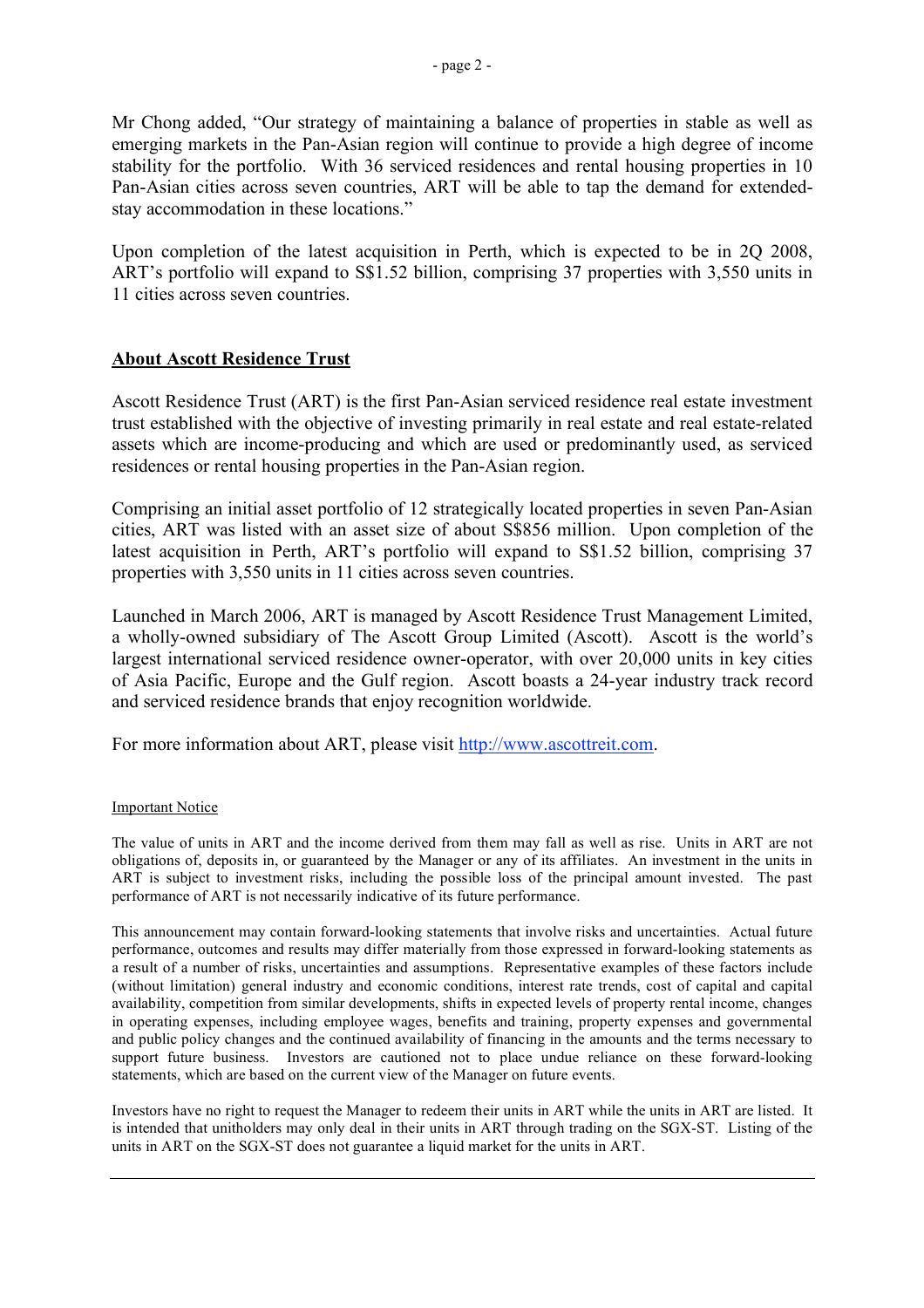Mr Chong added, "Our strategy of maintaining a balance of properties in stable as well as emerging markets in the Pan-Asian region will continue to provide a high degree of income stability for the portfolio. With 36 serviced residences and rental housing properties in 10 Pan-Asian cities across seven countries, ART will be able to tap the demand for extended-stay accommodation in these locations."

Upon completion of the latest acquisition in Perth, which is expected to be in 2Q 2008, ART's portfolio will expand to S$1.52 billion, comprising 37 properties with 3,550 units in 11 cities across seven countries.

## About Ascott Residence Trust

Ascott Residence Trust (ART) is the first Pan-Asian serviced residence real estate investment trust established with the objective of investing primarily in real estate and real estate-related assets which are income-producing and which are used or predominantly used, as serviced residences or rental housing properties in the Pan-Asian region.

Comprising an initial asset portfolio of 12 strategically located properties in seven Pan-Asian cities, ART was listed with an asset size of about S$856 million. Upon completion of the latest acquisition in Perth, ART's portfolio will expand to S$1.52 billion, comprising 37 properties with 3,550 units in 11 cities across seven countries.

Launched in March 2006, ART is managed by Ascott Residence Trust Management Limited, a wholly-owned subsidiary of The Ascott Group Limited (Ascott). Ascott is the world's largest international serviced residence owner-operator, with over 20,000 units in key cities of Asia Pacific, Europe and the Gulf region. Ascott boasts a 24-year industry track record and serviced residence brands that enjoy recognition worldwide.

For more information about ART, please visit http://www.ascottreit.com.

Important Notice

The value of units in ART and the income derived from them may fall as well as rise. Units in ART are not obligations of, deposits in, or guaranteed by the Manager or any of its affiliates. An investment in the units in ART is subject to investment risks, including the possible loss of the principal amount invested. The past performance of ART is not necessarily indicative of its future performance.

This announcement may contain forward-looking statements that involve risks and uncertainties. Actual future performance, outcomes and results may differ materially from those expressed in forward-looking statements as a result of a number of risks, uncertainties and assumptions. Representative examples of these factors include (without limitation) general industry and economic conditions, interest rate trends, cost of capital and capital availability, competition from similar developments, shifts in expected levels of property rental income, changes in operating expenses, including employee wages, benefits and training, property expenses and governmental and public policy changes and the continued availability of financing in the amounts and the terms necessary to support future business. Investors are cautioned not to place undue reliance on these forward-looking statements, which are based on the current view of the Manager on future events.

Investors have no right to request the Manager to redeem their units in ART while the units in ART are listed. It is intended that unitholders may only deal in their units in ART through trading on the SGX-ST. Listing of the units in ART on the SGX-ST does not guarantee a liquid market for the units in ART.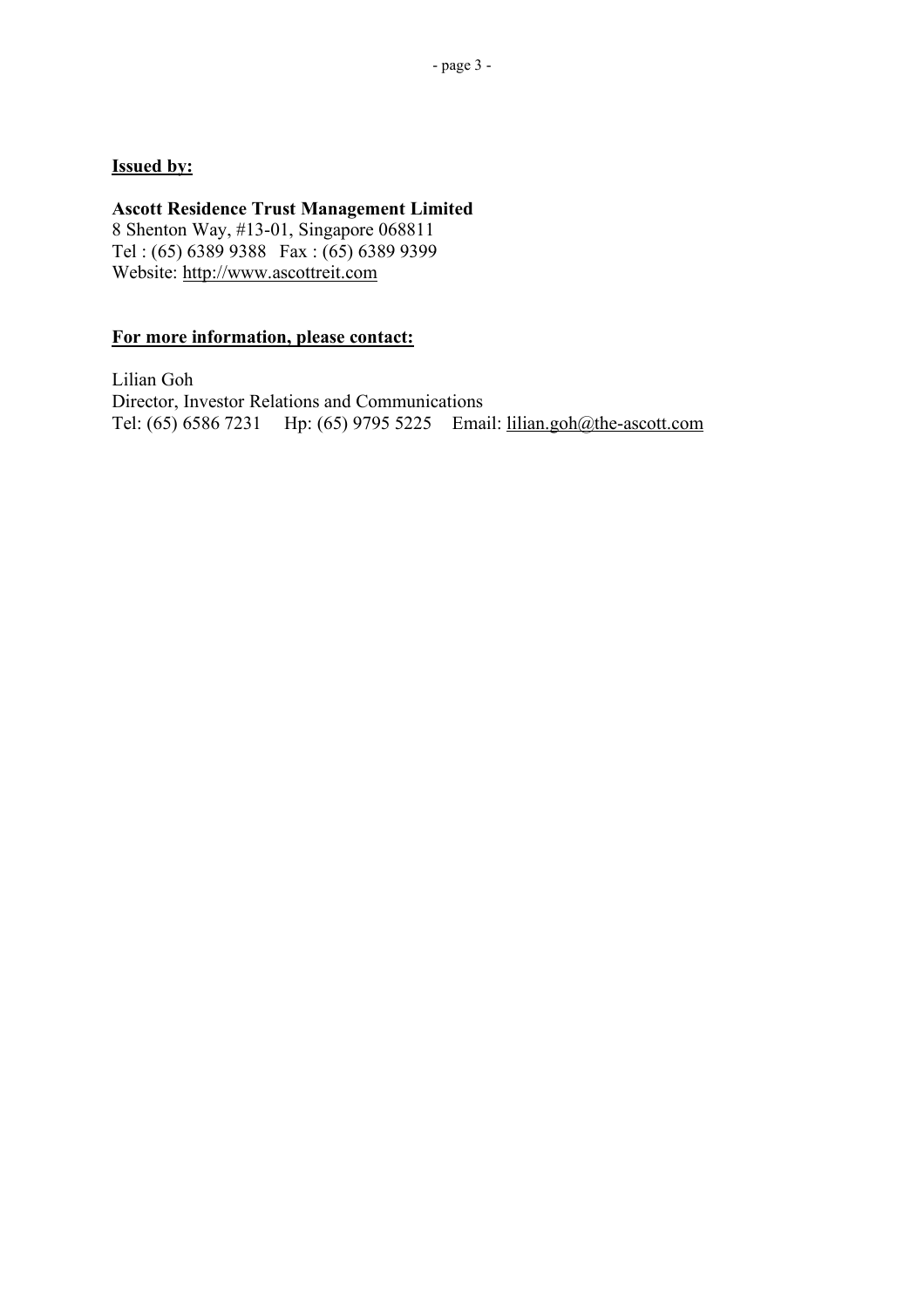**Issued by:**

**Ascott Residence Trust Management Limited**
8 Shenton Way, #13-01, Singapore 068811
Tel : (65) 6389 9388 Fax : (65) 6389 9399
Website: http://www.ascottreit.com

**For more information, please contact:**

Lilian Goh
Director, Investor Relations and Communications
Tel: (65) 6586 7231 Hp: (65) 9795 5225 Email: lilian.goh@the-ascott.com